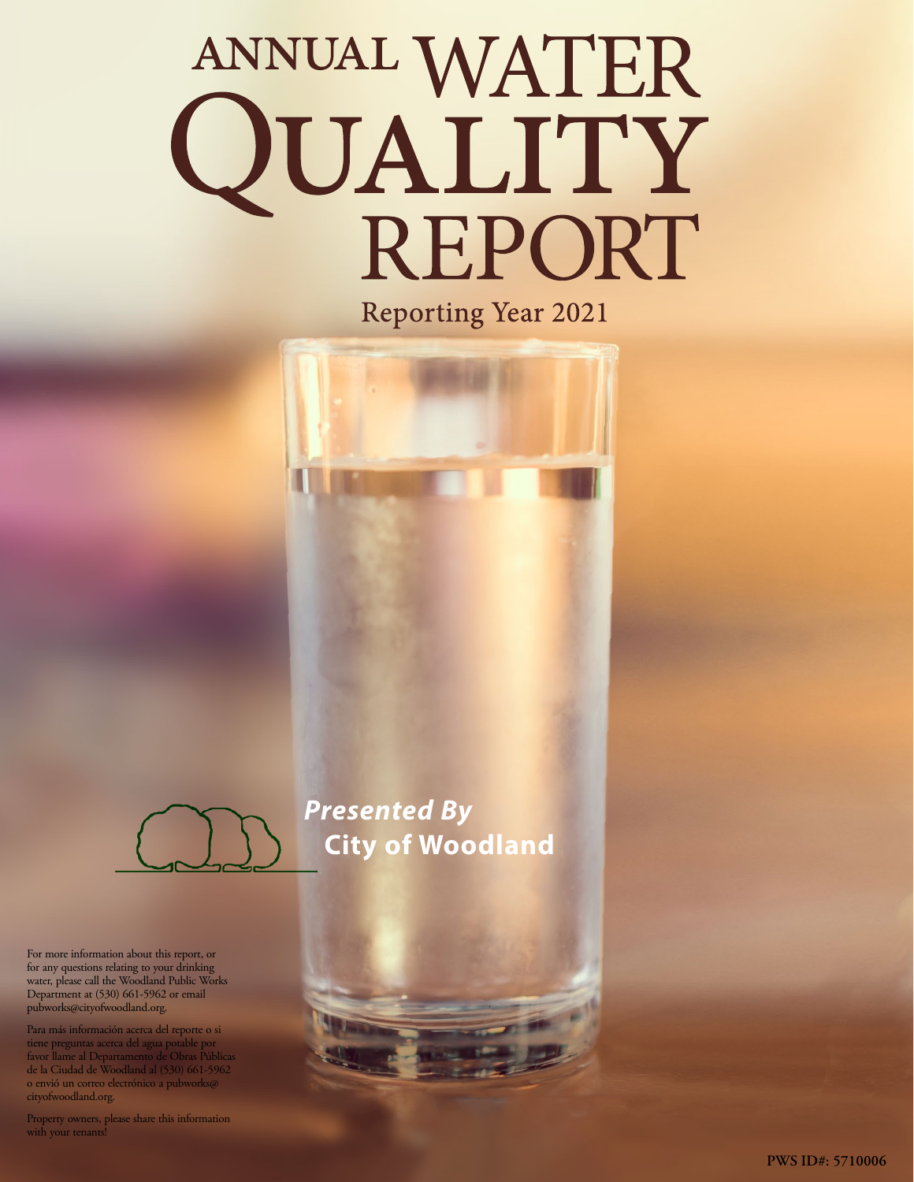# ANNUAL WATER QUALITY REPORT

Reporting Year 2021

***Presented By***
**City of Woodland**

For more information about this report, or for any questions relating to your drinking water, please call the Woodland Public Works Department at (530) 661-5962 or email pubworks@cityofwoodland.org.

Para más información acerca del reporte o si tiene preguntas acerca del agua potable por favor llame al Departamento de Obras Públicas de la Ciudad de Woodland al (530) 661-5962 o envió un correo electrónico a pubworks@cityofwoodland.org.

Property owners, please share this information with your tenants!

PWS ID#: 5710006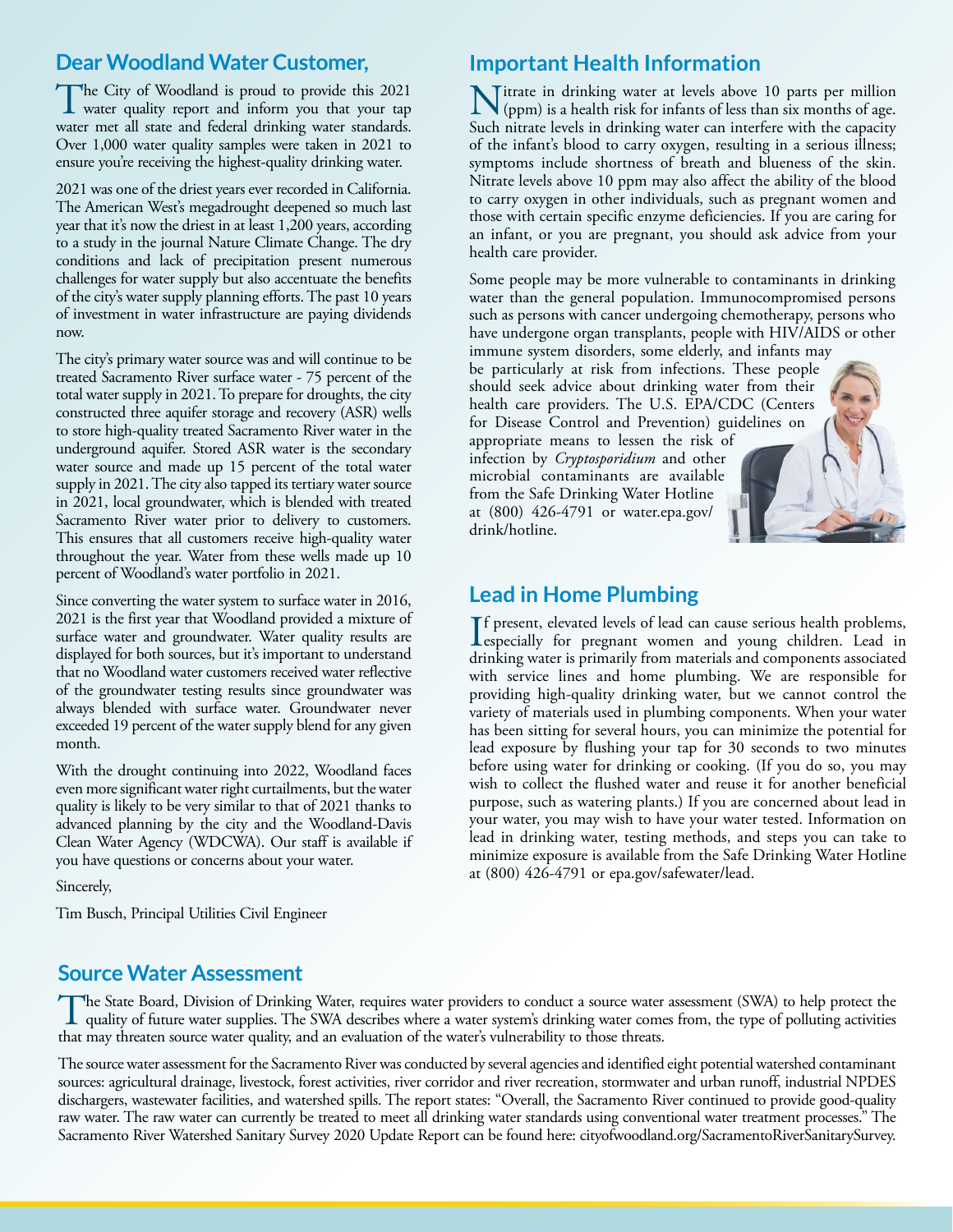## Dear Woodland Water Customer,

The City of Woodland is proud to provide this 2021 water quality report and inform you that your tap water met all state and federal drinking water standards. Over 1,000 water quality samples were taken in 2021 to ensure you're receiving the highest-quality drinking water.

2021 was one of the driest years ever recorded in California. The American West's megadrought deepened so much last year that it's now the driest in at least 1,200 years, according to a study in the journal Nature Climate Change. The dry conditions and lack of precipitation present numerous challenges for water supply but also accentuate the benefits of the city's water supply planning efforts. The past 10 years of investment in water infrastructure are paying dividends now.

The city's primary water source was and will continue to be treated Sacramento River surface water - 75 percent of the total water supply in 2021. To prepare for droughts, the city constructed three aquifer storage and recovery (ASR) wells to store high-quality treated Sacramento River water in the underground aquifer. Stored ASR water is the secondary water source and made up 15 percent of the total water supply in 2021. The city also tapped its tertiary water source in 2021, local groundwater, which is blended with treated Sacramento River water prior to delivery to customers. This ensures that all customers receive high-quality water throughout the year. Water from these wells made up 10 percent of Woodland's water portfolio in 2021.

Since converting the water system to surface water in 2016, 2021 is the first year that Woodland provided a mixture of surface water and groundwater. Water quality results are displayed for both sources, but it's important to understand that no Woodland water customers received water reflective of the groundwater testing results since groundwater was always blended with surface water. Groundwater never exceeded 19 percent of the water supply blend for any given month.

With the drought continuing into 2022, Woodland faces even more significant water right curtailments, but the water quality is likely to be very similar to that of 2021 thanks to advanced planning by the city and the Woodland-Davis Clean Water Agency (WDCWA). Our staff is available if you have questions or concerns about your water.

Sincerely,

Tim Busch, Principal Utilities Civil Engineer

## Important Health Information

Nitrate in drinking water at levels above 10 parts per million (ppm) is a health risk for infants of less than six months of age. Such nitrate levels in drinking water can interfere with the capacity of the infant's blood to carry oxygen, resulting in a serious illness; symptoms include shortness of breath and blueness of the skin. Nitrate levels above 10 ppm may also affect the ability of the blood to carry oxygen in other individuals, such as pregnant women and those with certain specific enzyme deficiencies. If you are caring for an infant, or you are pregnant, you should ask advice from your health care provider.

Some people may be more vulnerable to contaminants in drinking water than the general population. Immunocompromised persons such as persons with cancer undergoing chemotherapy, persons who have undergone organ transplants, people with HIV/AIDS or other immune system disorders, some elderly, and infants may be particularly at risk from infections. These people should seek advice about drinking water from their health care providers. The U.S. EPA/CDC (Centers for Disease Control and Prevention) guidelines on appropriate means to lessen the risk of infection by *Cryptosporidium* and other microbial contaminants are available from the Safe Drinking Water Hotline at (800) 426-4791 or water.epa.gov/drink/hotline.

## Lead in Home Plumbing

If present, elevated levels of lead can cause serious health problems, especially for pregnant women and young children. Lead in drinking water is primarily from materials and components associated with service lines and home plumbing. We are responsible for providing high-quality drinking water, but we cannot control the variety of materials used in plumbing components. When your water has been sitting for several hours, you can minimize the potential for lead exposure by flushing your tap for 30 seconds to two minutes before using water for drinking or cooking. (If you do so, you may wish to collect the flushed water and reuse it for another beneficial purpose, such as watering plants.) If you are concerned about lead in your water, you may wish to have your water tested. Information on lead in drinking water, testing methods, and steps you can take to minimize exposure is available from the Safe Drinking Water Hotline at (800) 426-4791 or epa.gov/safewater/lead.

## Source Water Assessment

The State Board, Division of Drinking Water, requires water providers to conduct a source water assessment (SWA) to help protect the quality of future water supplies. The SWA describes where a water system's drinking water comes from, the type of polluting activities that may threaten source water quality, and an evaluation of the water's vulnerability to those threats.

The source water assessment for the Sacramento River was conducted by several agencies and identified eight potential watershed contaminant sources: agricultural drainage, livestock, forest activities, river corridor and river recreation, stormwater and urban runoff, industrial NPDES dischargers, wastewater facilities, and watershed spills. The report states: "Overall, the Sacramento River continued to provide good-quality raw water. The raw water can currently be treated to meet all drinking water standards using conventional water treatment processes." The Sacramento River Watershed Sanitary Survey 2020 Update Report can be found here: cityofwoodland.org/SacramentoRiverSanitarySurvey.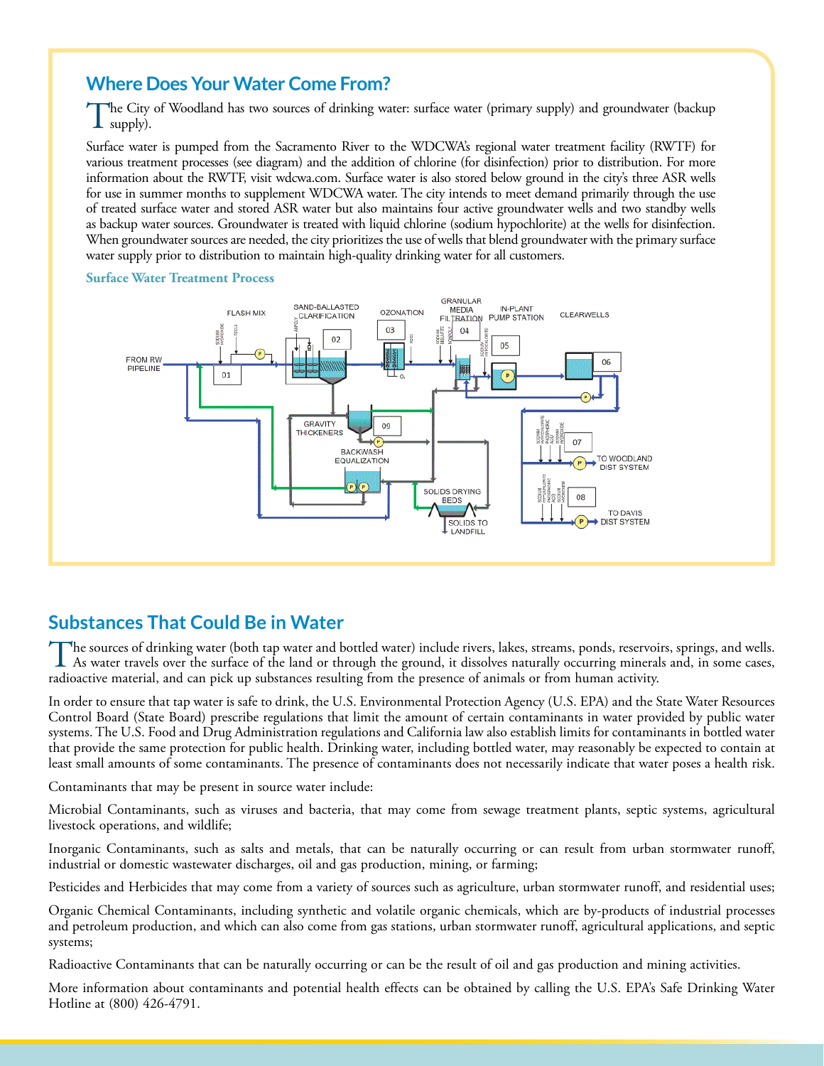## Where Does Your Water Come From?

The City of Woodland has two sources of drinking water: surface water (primary supply) and groundwater (backup supply).

Surface water is pumped from the Sacramento River to the WDCWA's regional water treatment facility (RWTF) for various treatment processes (see diagram) and the addition of chlorine (for disinfection) prior to distribution. For more information about the RWTF, visit wdcwa.com. Surface water is also stored below ground in the city's three ASR wells for use in summer months to supplement WDCWA water. The city intends to meet demand primarily through the use of treated surface water and stored ASR water but also maintains four active groundwater wells and two standby wells as backup water sources. Groundwater is treated with liquid chlorine (sodium hypochlorite) at the wells for disinfection. When groundwater sources are needed, the city prioritizes the use of wells that blend groundwater with the primary surface water supply prior to distribution to maintain high-quality drinking water for all customers.

### Surface Water Treatment Process

FROM RW PIPELINE → 01 FLASH MIX → 02 SAND-BALLASTED CLARIFICATION → 03 OZONATION → 04 GRANULAR MEDIA FILTRATION → 05 IN-PLANT PUMP STATION → 06 CLEARWELLS → 07 TO WOODLAND DIST SYSTEM / 08 TO DAVIS DIST SYSTEM

09 GRAVITY THICKENERS; BACKWASH EQUALIZATION; SOLIDS DRYING BEDS; SOLIDS TO LANDFILL

## Substances That Could Be in Water

The sources of drinking water (both tap water and bottled water) include rivers, lakes, streams, ponds, reservoirs, springs, and wells. As water travels over the surface of the land or through the ground, it dissolves naturally occurring minerals and, in some cases, radioactive material, and can pick up substances resulting from the presence of animals or from human activity.

In order to ensure that tap water is safe to drink, the U.S. Environmental Protection Agency (U.S. EPA) and the State Water Resources Control Board (State Board) prescribe regulations that limit the amount of certain contaminants in water provided by public water systems. The U.S. Food and Drug Administration regulations and California law also establish limits for contaminants in bottled water that provide the same protection for public health. Drinking water, including bottled water, may reasonably be expected to contain at least small amounts of some contaminants. The presence of contaminants does not necessarily indicate that water poses a health risk.

Contaminants that may be present in source water include:

Microbial Contaminants, such as viruses and bacteria, that may come from sewage treatment plants, septic systems, agricultural livestock operations, and wildlife;

Inorganic Contaminants, such as salts and metals, that can be naturally occurring or can result from urban stormwater runoff, industrial or domestic wastewater discharges, oil and gas production, mining, or farming;

Pesticides and Herbicides that may come from a variety of sources such as agriculture, urban stormwater runoff, and residential uses;

Organic Chemical Contaminants, including synthetic and volatile organic chemicals, which are by-products of industrial processes and petroleum production, and which can also come from gas stations, urban stormwater runoff, agricultural applications, and septic systems;

Radioactive Contaminants that can be naturally occurring or can be the result of oil and gas production and mining activities.

More information about contaminants and potential health effects can be obtained by calling the U.S. EPA's Safe Drinking Water Hotline at (800) 426-4791.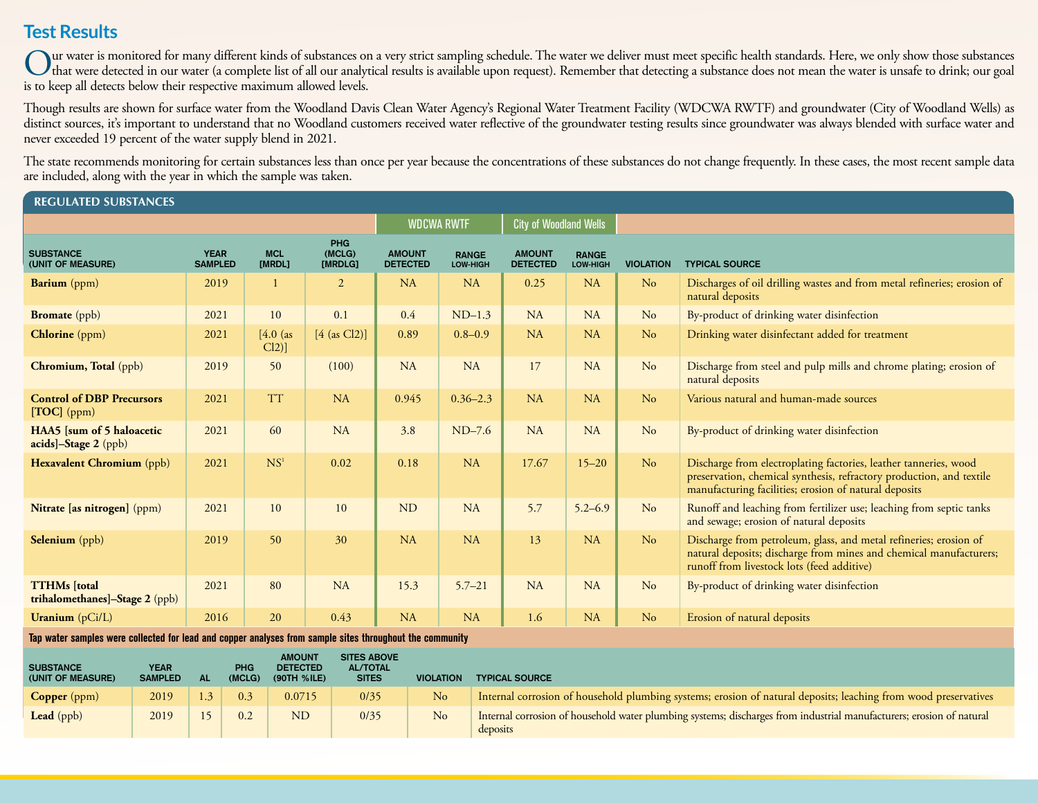## Test Results

Our water is monitored for many different kinds of substances on a very strict sampling schedule. The water we deliver must meet specific health standards. Here, we only show those substances that were detected in our water (a complete list of all our analytical results is available upon request). Remember that detecting a substance does not mean the water is unsafe to drink; our goal is to keep all detects below their respective maximum allowed levels.

Though results are shown for surface water from the Woodland Davis Clean Water Agency's Regional Water Treatment Facility (WDCWA RWTF) and groundwater (City of Woodland Wells) as distinct sources, it's important to understand that no Woodland customers received water reflective of the groundwater testing results since groundwater was always blended with surface water and never exceeded 19 percent of the water supply blend in 2021.

The state recommends monitoring for certain substances less than once per year because the concentrations of these substances do not change frequently. In these cases, the most recent sample data are included, along with the year in which the sample was taken.

### REGULATED SUBSTANCES

| | | | | WDCWA RWTF | | City of Woodland Wells | | | |
|---|---|---|---|---|---|---|---|---|---|
| **SUBSTANCE (UNIT OF MEASURE)** | **YEAR SAMPLED** | **MCL [MRDL]** | **PHG (MCLG) [MRDLG]** | **AMOUNT DETECTED** | **RANGE LOW-HIGH** | **AMOUNT DETECTED** | **RANGE LOW-HIGH** | **VIOLATION** | **TYPICAL SOURCE** |
| **Barium** (ppm) | 2019 | 1 | 2 | NA | NA | 0.25 | NA | No | Discharges of oil drilling wastes and from metal refineries; erosion of natural deposits |
| **Bromate** (ppb) | 2021 | 10 | 0.1 | 0.4 | ND–1.3 | NA | NA | No | By-product of drinking water disinfection |
| **Chlorine** (ppm) | 2021 | [4.0 (as Cl2)] | [4 (as Cl2)] | 0.89 | 0.8–0.9 | NA | NA | No | Drinking water disinfectant added for treatment |
| **Chromium, Total** (ppb) | 2019 | 50 | (100) | NA | NA | 17 | NA | No | Discharge from steel and pulp mills and chrome plating; erosion of natural deposits |
| **Control of DBP Precursors [TOC]** (ppm) | 2021 | TT | NA | 0.945 | 0.36–2.3 | NA | NA | No | Various natural and human-made sources |
| **HAA5 [sum of 5 haloacetic acids]–Stage 2** (ppb) | 2021 | 60 | NA | 3.8 | ND–7.6 | NA | NA | No | By-product of drinking water disinfection |
| **Hexavalent Chromium** (ppb) | 2021 | NS[1] | 0.02 | 0.18 | NA | 17.67 | 15–20 | No | Discharge from electroplating factories, leather tanneries, wood preservation, chemical synthesis, refractory production, and textile manufacturing facilities; erosion of natural deposits |
| **Nitrate [as nitrogen]** (ppm) | 2021 | 10 | 10 | ND | NA | 5.7 | 5.2–6.9 | No | Runoff and leaching from fertilizer use; leaching from septic tanks and sewage; erosion of natural deposits |
| **Selenium** (ppb) | 2019 | 50 | 30 | NA | NA | 13 | NA | No | Discharge from petroleum, glass, and metal refineries; erosion of natural deposits; discharge from mines and chemical manufacturers; runoff from livestock lots (feed additive) |
| **TTHMs [total trihalomethanes]–Stage 2** (ppb) | 2021 | 80 | NA | 15.3 | 5.7–21 | NA | NA | No | By-product of drinking water disinfection |
| **Uranium** (pCi/L) | 2016 | 20 | 0.43 | NA | NA | 1.6 | NA | No | Erosion of natural deposits |

**Tap water samples were collected for lead and copper analyses from sample sites throughout the community**

| **SUBSTANCE (UNIT OF MEASURE)** | **YEAR SAMPLED** | **AL** | **PHG (MCLG)** | **AMOUNT DETECTED (90TH %ILE)** | **SITES ABOVE AL/TOTAL SITES** | **VIOLATION** | **TYPICAL SOURCE** |
|---|---|---|---|---|---|---|---|
| **Copper** (ppm) | 2019 | 1.3 | 0.3 | 0.0715 | 0/35 | No | Internal corrosion of household plumbing systems; erosion of natural deposits; leaching from wood preservatives |
| **Lead** (ppb) | 2019 | 15 | 0.2 | ND | 0/35 | No | Internal corrosion of household water plumbing systems; discharges from industrial manufacturers; erosion of natural deposits |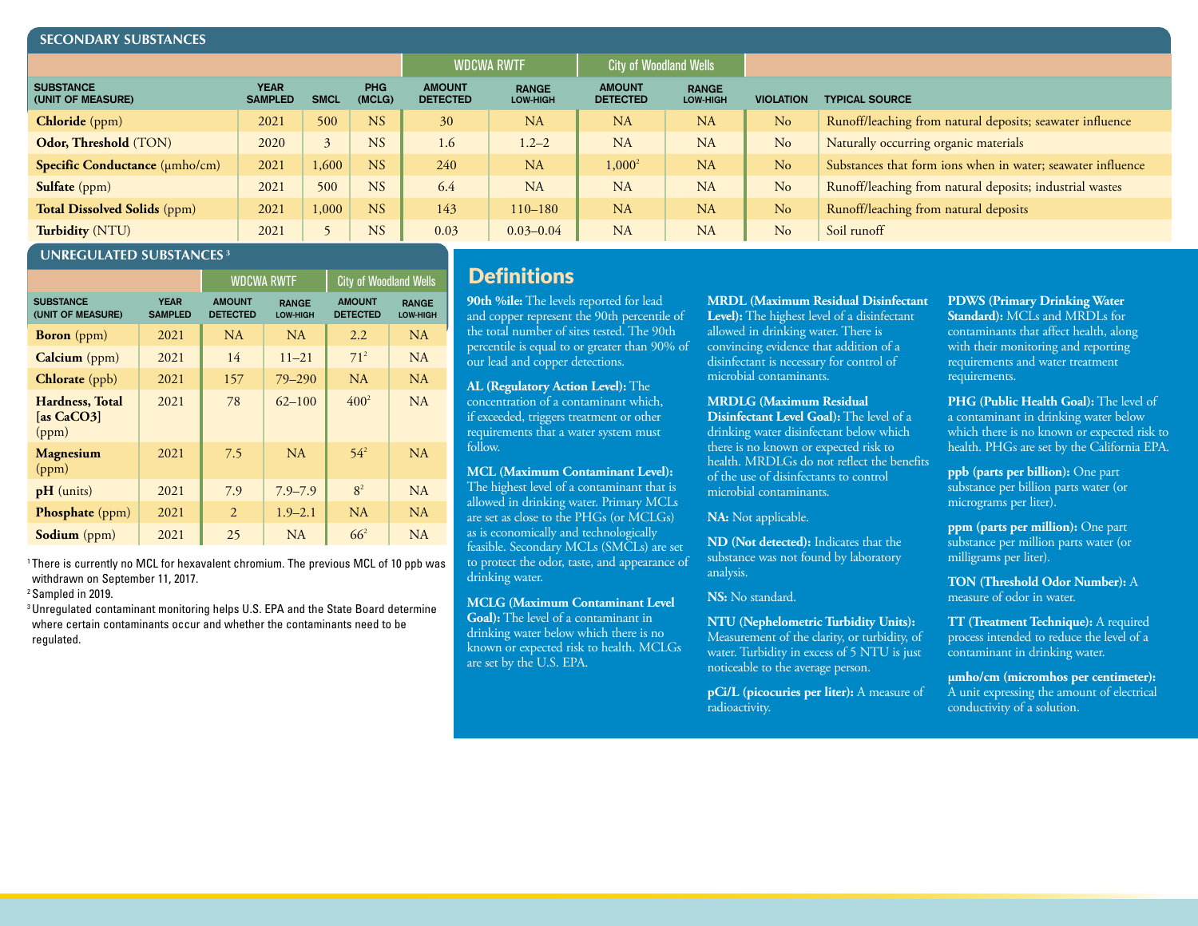## SECONDARY SUBSTANCES

| SUBSTANCE (UNIT OF MEASURE) | YEAR SAMPLED | SMCL | PHG (MCLG) | WDCWA RWTF | | City of Woodland Wells | | VIOLATION | TYPICAL SOURCE |
|---|---|---|---|---|---|---|---|---|---|
| | | | | AMOUNT DETECTED | RANGE LOW-HIGH | AMOUNT DETECTED | RANGE LOW-HIGH | | |
| **Chloride** (ppm) | 2021 | 500 | NS | 30 | NA | NA | NA | No | Runoff/leaching from natural deposits; seawater influence |
| **Odor, Threshold** (TON) | 2020 | 3 | NS | 1.6 | 1.2–2 | NA | NA | No | Naturally occurring organic materials |
| **Specific Conductance** (μmho/cm) | 2021 | 1,600 | NS | 240 | NA | 1,000[2] | NA | No | Substances that form ions when in water; seawater influence |
| **Sulfate** (ppm) | 2021 | 500 | NS | 6.4 | NA | NA | NA | No | Runoff/leaching from natural deposits; industrial wastes |
| **Total Dissolved Solids** (ppm) | 2021 | 1,000 | NS | 143 | 110–180 | NA | NA | No | Runoff/leaching from natural deposits |
| **Turbidity** (NTU) | 2021 | 5 | NS | 0.03 | 0.03–0.04 | NA | NA | No | Soil runoff |

## UNREGULATED SUBSTANCES[3]

| SUBSTANCE (UNIT OF MEASURE) | YEAR SAMPLED | WDCWA RWTF | | City of Woodland Wells | |
|---|---|---|---|---|---|
| | | AMOUNT DETECTED | RANGE LOW-HIGH | AMOUNT DETECTED | RANGE LOW-HIGH |
| **Boron** (ppm) | 2021 | NA | NA | 2.2 | NA |
| **Calcium** (ppm) | 2021 | 14 | 11–21 | 71[2] | NA |
| **Chlorate** (ppb) | 2021 | 157 | 79–290 | NA | NA |
| **Hardness, Total [as CaCO3]** (ppm) | 2021 | 78 | 62–100 | 400[2] | NA |
| **Magnesium** (ppm) | 2021 | 7.5 | NA | 54[2] | NA |
| **pH** (units) | 2021 | 7.9 | 7.9–7.9 | 8[2] | NA |
| **Phosphate** (ppm) | 2021 | 2 | 1.9–2.1 | NA | NA |
| **Sodium** (ppm) | 2021 | 25 | NA | 66[2] | NA |

[1] There is currently no MCL for hexavalent chromium. The previous MCL of 10 ppb was withdrawn on September 11, 2017.

[2] Sampled in 2019.

[3] Unregulated contaminant monitoring helps U.S. EPA and the State Board determine where certain contaminants occur and whether the contaminants need to be regulated.

## Definitions

**90th %ile:** The levels reported for lead and copper represent the 90th percentile of the total number of sites tested. The 90th percentile is equal to or greater than 90% of our lead and copper detections.

**AL (Regulatory Action Level):** The concentration of a contaminant which, if exceeded, triggers treatment or other requirements that a water system must follow.

**MCL (Maximum Contaminant Level):** The highest level of a contaminant that is allowed in drinking water. Primary MCLs are set as close to the PHGs (or MCLGs) as is economically and technologically feasible. Secondary MCLs (SMCLs) are set to protect the odor, taste, and appearance of drinking water.

**MCLG (Maximum Contaminant Level Goal):** The level of a contaminant in drinking water below which there is no known or expected risk to health. MCLGs are set by the U.S. EPA.

**MRDL (Maximum Residual Disinfectant Level):** The highest level of a disinfectant allowed in drinking water. There is convincing evidence that addition of a disinfectant is necessary for control of microbial contaminants.

**MRDLG (Maximum Residual Disinfectant Level Goal):** The level of a drinking water disinfectant below which there is no known or expected risk to health. MRDLGs do not reflect the benefits of the use of disinfectants to control microbial contaminants.

**NA:** Not applicable.

**ND (Not detected):** Indicates that the substance was not found by laboratory analysis.

**NS:** No standard.

**NTU (Nephelometric Turbidity Units):** Measurement of the clarity, or turbidity, of water. Turbidity in excess of 5 NTU is just noticeable to the average person.

**pCi/L (picocuries per liter):** A measure of radioactivity.

**PDWS (Primary Drinking Water Standard):** MCLs and MRDLs for contaminants that affect health, along with their monitoring and reporting requirements and water treatment requirements.

**PHG (Public Health Goal):** The level of a contaminant in drinking water below which there is no known or expected risk to health. PHGs are set by the California EPA.

**ppb (parts per billion):** One part substance per billion parts water (or micrograms per liter).

**ppm (parts per million):** One part substance per million parts water (or milligrams per liter).

**TON (Threshold Odor Number):** A measure of odor in water.

**TT (Treatment Technique):** A required process intended to reduce the level of a contaminant in drinking water.

**μmho/cm (micromhos per centimeter):** A unit expressing the amount of electrical conductivity of a solution.